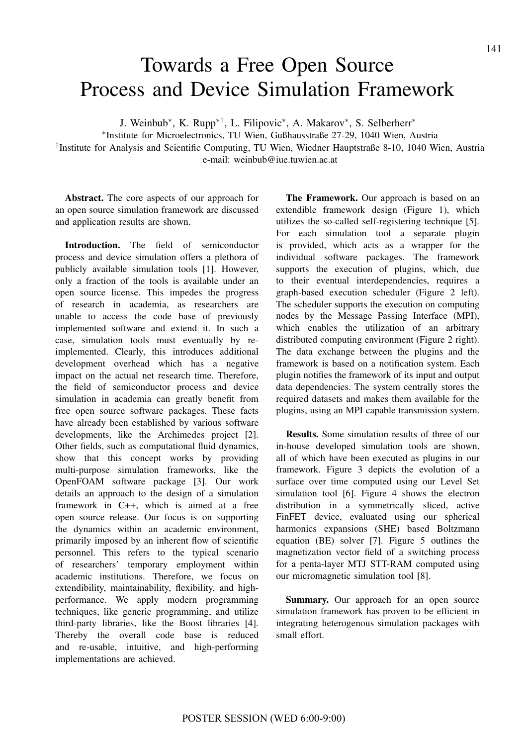# Towards a Free Open Source Process and Device Simulation Framework

J. Weinbub*, K. Rupp*†, L. Filipovic*, A. Makarov*, S. Selberherr*

*Institute for Microelectronics, TU Wien, Gußhausstraße 27-29, 1040 Wien, Austria

†Institute for Analysis and Scientific Computing, TU Wien, Wiedner Hauptstraße 8-10, 1040 Wien, Austria

e-mail: weinbub@iue.tuwien.ac.at

**Abstract.** The core aspects of our approach for an open source simulation framework are discussed and application results are shown.

**Introduction.** The field of semiconductor process and device simulation offers a plethora of publicly available simulation tools [1]. However, only a fraction of the tools is available under an open source license. This impedes the progress of research in academia, as researchers are unable to access the code base of previously implemented software and extend it. In such a case, simulation tools must eventually by re-implemented. Clearly, this introduces additional development overhead which has a negative impact on the actual net research time. Therefore, the field of semiconductor process and device simulation in academia can greatly benefit from free open source software packages. These facts have already been established by various software developments, like the Archimedes project [2]. Other fields, such as computational fluid dynamics, show that this concept works by providing multi-purpose simulation frameworks, like the OpenFOAM software package [3]. Our work details an approach to the design of a simulation framework in C++, which is aimed at a free open source release. Our focus is on supporting the dynamics within an academic environment, primarily imposed by an inherent flow of scientific personnel. This refers to the typical scenario of researchers' temporary employment within academic institutions. Therefore, we focus on extendibility, maintainability, flexibility, and high-performance. We apply modern programming techniques, like generic programming, and utilize third-party libraries, like the Boost libraries [4]. Thereby the overall code base is reduced and re-usable, intuitive, and high-performing implementations are achieved.

**The Framework.** Our approach is based on an extendible framework design (Figure 1), which utilizes the so-called self-registering technique [5]. For each simulation tool a separate plugin is provided, which acts as a wrapper for the individual software packages. The framework supports the execution of plugins, which, due to their eventual interdependencies, requires a graph-based execution scheduler (Figure 2 left). The scheduler supports the execution on computing nodes by the Message Passing Interface (MPI), which enables the utilization of an arbitrary distributed computing environment (Figure 2 right). The data exchange between the plugins and the framework is based on a notification system. Each plugin notifies the framework of its input and output data dependencies. The system centrally stores the required datasets and makes them available for the plugins, using an MPI capable transmission system.

**Results.** Some simulation results of three of our in-house developed simulation tools are shown, all of which have been executed as plugins in our framework. Figure 3 depicts the evolution of a surface over time computed using our Level Set simulation tool [6]. Figure 4 shows the electron distribution in a symmetrically sliced, active FinFET device, evaluated using our spherical harmonics expansions (SHE) based Boltzmann equation (BE) solver [7]. Figure 5 outlines the magnetization vector field of a switching process for a penta-layer MTJ STT-RAM computed using our micromagnetic simulation tool [8].

**Summary.** Our approach for an open source simulation framework has proven to be efficient in integrating heterogenous simulation packages with small effort.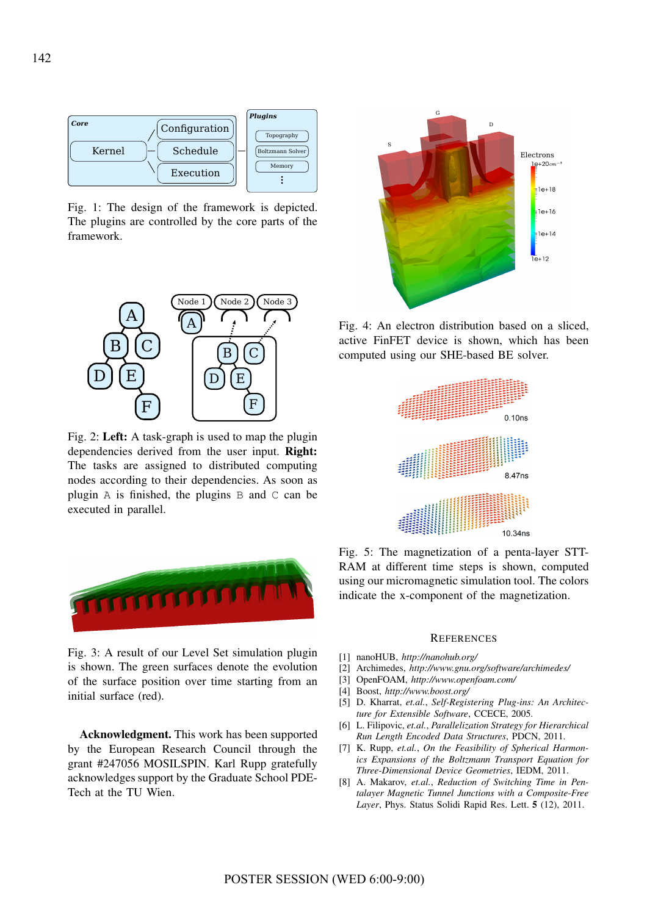Core

Kernel

Configuration

Schedule

Execution

Plugins

Topography

Boltzmann Solver

Memory

⋮

Fig. 1: The design of the framework is depicted. The plugins are controlled by the core parts of the framework.

Fig. 2: **Left:** A task-graph is used to map the plugin dependencies derived from the user input. **Right:** The tasks are assigned to distributed computing nodes according to their dependencies. As soon as plugin `A` is finished, the plugins `B` and `C` can be executed in parallel.

Fig. 3: A result of our Level Set simulation plugin is shown. The green surfaces denote the evolution of the surface position over time starting from an initial surface (red).

**Acknowledgment.** This work has been supported by the European Research Council through the grant #247056 MOSILSPIN. Karl Rupp gratefully acknowledges support by the Graduate School PDE-Tech at the TU Wien.

Fig. 4: An electron distribution based on a sliced, active FinFET device is shown, which has been computed using our SHE-based BE solver.

Fig. 5: The magnetization of a penta-layer STT-RAM at different time steps is shown, computed using our micromagnetic simulation tool. The colors indicate the x-component of the magnetization.

## References

[1] nanoHUB, *http://nanohub.org/*

[2] Archimedes, *http://www.gnu.org/software/archimedes/*

[3] OpenFOAM, *http://www.openfoam.com/*

[4] Boost, *http://www.boost.org/*

[5] D. Kharrat, *et.al.*, *Self-Registering Plug-ins: An Architecture for Extensible Software*, CCECE, 2005.

[6] L. Filipovic, *et.al.*, *Parallelization Strategy for Hierarchical Run Length Encoded Data Structures*, PDCN, 2011.

[7] K. Rupp, *et.al.*, *On the Feasibility of Spherical Harmonics Expansions of the Boltzmann Transport Equation for Three-Dimensional Device Geometries*, IEDM, 2011.

[8] A. Makarov, *et.al.*, *Reduction of Switching Time in Pentalayer Magnetic Tunnel Junctions with a Composite-Free Layer*, Phys. Status Solidi Rapid Res. Lett. **5** (12), 2011.